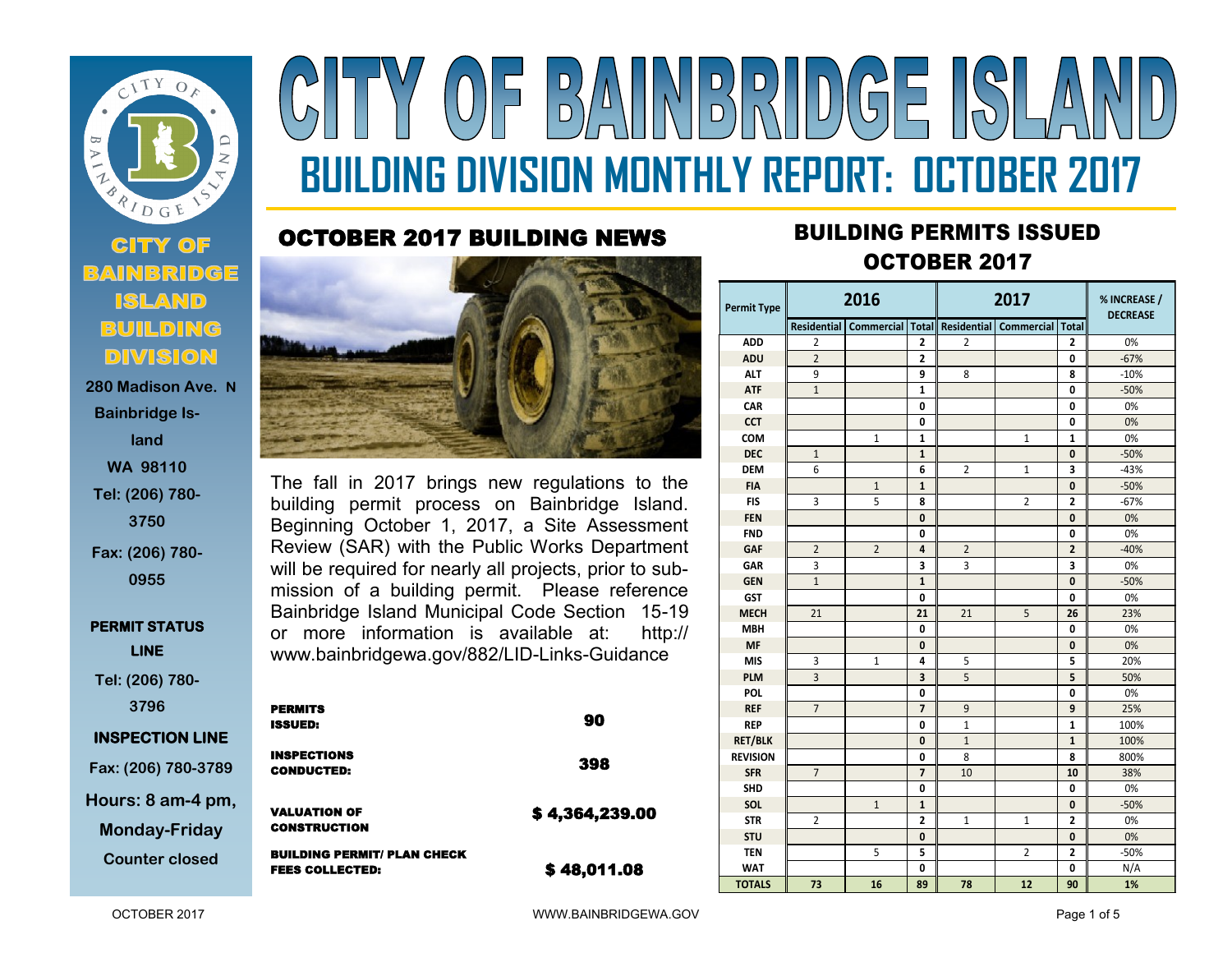# CITY OF BAINBRIDGE ISLAND

## BUILDING DIVISION MONTHLY REPORT: OCTOBER 2017

**CITY OF BAINBRIDGE ISLAND BUILDING DIVISION**

280 Madison Ave. N
Bainbridge Island
WA 98110
Tel: (206) 780-3750
Fax: (206) 780-0955

**PERMIT STATUS LINE**
Tel: (206) 780-3796

**INSPECTION LINE**
Fax: (206) 780-3789
Hours: 8 am-4 pm, Monday-Friday
Counter closed

## OCTOBER 2017 BUILDING NEWS

The fall in 2017 brings new regulations to the building permit process on Bainbridge Island. Beginning October 1, 2017, a Site Assessment Review (SAR) with the Public Works Department will be required for nearly all projects, prior to submission of a building permit. Please reference Bainbridge Island Municipal Code Section 15-19 or more information is available at: http://www.bainbridgewa.gov/882/LID-Links-Guidance

| | |
|---|---|
| **PERMITS ISSUED:** | **90** |
| **INSPECTIONS CONDUCTED:** | **398** |
| **VALUATION OF CONSTRUCTION** | **$ 4,364,239.00** |
| **BUILDING PERMIT/ PLAN CHECK FEES COLLECTED:** | **$ 48,011.08** |

## BUILDING PERMITS ISSUED OCTOBER 2017

| Permit Type | 2016 | | | 2017 | | | % INCREASE / DECREASE |
|---|---|---|---|---|---|---|---|
| | Residential | Commercial | Total | Residential | Commercial | Total | |
| ADD | 2 | | 2 | 2 | | 2 | 0% |
| ADU | 2 | | 2 | | | 0 | -67% |
| ALT | 9 | | 9 | 8 | | 8 | -10% |
| ATF | 1 | | 1 | | | 0 | -50% |
| CAR | | | 0 | | | 0 | 0% |
| CCT | | | 0 | | | 0 | 0% |
| COM | | 1 | 1 | | 1 | 1 | 0% |
| DEC | 1 | | 1 | | | 0 | -50% |
| DEM | 6 | | 6 | 2 | 1 | 3 | -43% |
| FIA | | 1 | 1 | | | 0 | -50% |
| FIS | 3 | 5 | 8 | | 2 | 2 | -67% |
| FEN | | | 0 | | | 0 | 0% |
| FND | | | 0 | | | 0 | 0% |
| GAF | 2 | 2 | 4 | 2 | | 2 | -40% |
| GAR | 3 | | 3 | 3 | | 3 | 0% |
| GEN | 1 | | 1 | | | 0 | -50% |
| GST | | | 0 | | | 0 | 0% |
| MECH | 21 | | 21 | 21 | 5 | 26 | 23% |
| MBH | | | 0 | | | 0 | 0% |
| MF | | | 0 | | | 0 | 0% |
| MIS | 3 | 1 | 4 | 5 | | 5 | 20% |
| PLM | 3 | | 3 | 5 | | 5 | 50% |
| POL | | | 0 | | | 0 | 0% |
| REF | 7 | | 7 | 9 | | 9 | 25% |
| REP | | | 0 | 1 | | 1 | 100% |
| RET/BLK | | | 0 | 1 | | 1 | 100% |
| REVISION | | | 0 | 8 | | 8 | 800% |
| SFR | 7 | | 7 | 10 | | 10 | 38% |
| SHD | | | 0 | | | 0 | 0% |
| SOL | | 1 | 1 | | | 0 | -50% |
| STR | 2 | | 2 | 1 | 1 | 2 | 0% |
| STU | | | 0 | | | 0 | 0% |
| TEN | | 5 | 5 | | 2 | 2 | -50% |
| WAT | | | 0 | | | 0 | N/A |
| **TOTALS** | **73** | **16** | **89** | **78** | **12** | **90** | **1%** |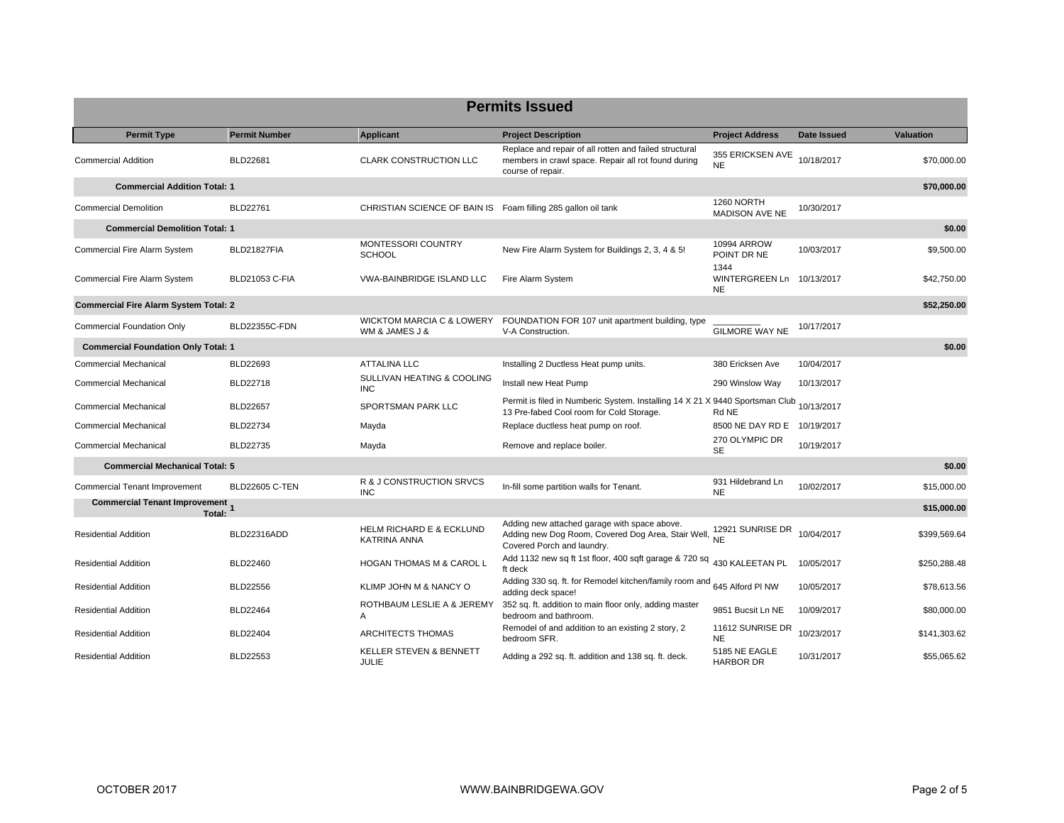## Permits Issued

| Permit Type | Permit Number | Applicant | Project Description | Project Address | Date Issued | Valuation |
|---|---|---|---|---|---|---|
| Commercial Addition | BLD22681 | CLARK CONSTRUCTION LLC | Replace and repair of all rotten and failed structural members in crawl space. Repair all rot found during course of repair. | 355 ERICKSEN AVE NE | 10/18/2017 | $70,000.00 |
| **Commercial Addition Total: 1** | | | | | | **$70,000.00** |
| Commercial Demolition | BLD22761 | CHRISTIAN SCIENCE OF BAIN IS | Foam filling 285 gallon oil tank | 1260 NORTH MADISON AVE NE | 10/30/2017 | |
| **Commercial Demolition Total: 1** | | | | | | **$0.00** |
| Commercial Fire Alarm System | BLD21827FIA | MONTESSORI COUNTRY SCHOOL | New Fire Alarm System for Buildings 2, 3, 4 & 5! | 10994 ARROW POINT DR NE | 10/03/2017 | $9,500.00 |
| Commercial Fire Alarm System | BLD21053 C-FIA | VWA-BAINBRIDGE ISLAND LLC | Fire Alarm System | 1344 WINTERGREEN Ln NE | 10/13/2017 | $42,750.00 |
| **Commercial Fire Alarm System Total: 2** | | | | | | **$52,250.00** |
| Commercial Foundation Only | BLD22355C-FDN | WICKTOM MARCIA C & LOWERY WM & JAMES J & | FOUNDATION FOR 107 unit apartment building, type V-A Construction. | _________ GILMORE WAY NE | 10/17/2017 | |
| **Commercial Foundation Only Total: 1** | | | | | | **$0.00** |
| Commercial Mechanical | BLD22693 | ATTALINA LLC | Installing 2 Ductless Heat pump units. | 380 Ericksen Ave | 10/04/2017 | |
| Commercial Mechanical | BLD22718 | SULLIVAN HEATING & COOLING INC | Install new Heat Pump | 290 Winslow Way | 10/13/2017 | |
| Commercial Mechanical | BLD22657 | SPORTSMAN PARK LLC | Permit is filed in Numberic System. Installing 14 X 21 X 13 Pre-fabed Cool room for Cold Storage. | 9440 Sportsman Club Rd NE | 10/13/2017 | |
| Commercial Mechanical | BLD22734 | Mayda | Replace ductless heat pump on roof. | 8500 NE DAY RD E | 10/19/2017 | |
| Commercial Mechanical | BLD22735 | Mayda | Remove and replace boiler. | 270 OLYMPIC DR SE | 10/19/2017 | |
| **Commercial Mechanical Total: 5** | | | | | | **$0.00** |
| Commercial Tenant Improvement | BLD22605 C-TEN | R & J CONSTRUCTION SRVCS INC | In-fill some partition walls for Tenant. | 931 Hildebrand Ln NE | 10/02/2017 | $15,000.00 |
| **Commercial Tenant Improvement Total: 1** | | | | | | **$15,000.00** |
| Residential Addition | BLD22316ADD | HELM RICHARD E & ECKLUND KATRINA ANNA | Adding new attached garage with space above. Adding new Dog Room, Covered Dog Area, Stair Well, Covered Porch and laundry. | 12921 SUNRISE DR NE | 10/04/2017 | $399,569.64 |
| Residential Addition | BLD22460 | HOGAN THOMAS M & CAROL L | Add 1132 new sq ft 1st floor, 400 sqft garage & 720 sq ft deck | 430 KALEETAN PL | 10/05/2017 | $250,288.48 |
| Residential Addition | BLD22556 | KLIMP JOHN M & NANCY O | Adding 330 sq. ft. for Remodel kitchen/family room and adding deck space! | 645 Alford Pl NW | 10/05/2017 | $78,613.56 |
| Residential Addition | BLD22464 | ROTHBAUM LESLIE A & JEREMY A | 352 sq. ft. addition to main floor only, adding master bedroom and bathroom. | 9851 Bucsit Ln NE | 10/09/2017 | $80,000.00 |
| Residential Addition | BLD22404 | ARCHITECTS THOMAS | Remodel of and addition to an existing 2 story, 2 bedroom SFR. | 11612 SUNRISE DR NE | 10/23/2017 | $141,303.62 |
| Residential Addition | BLD22553 | KELLER STEVEN & BENNETT JULIE | Adding a 292 sq. ft. addition and 138 sq. ft. deck. | 5185 NE EAGLE HARBOR DR | 10/31/2017 | $55,065.62 |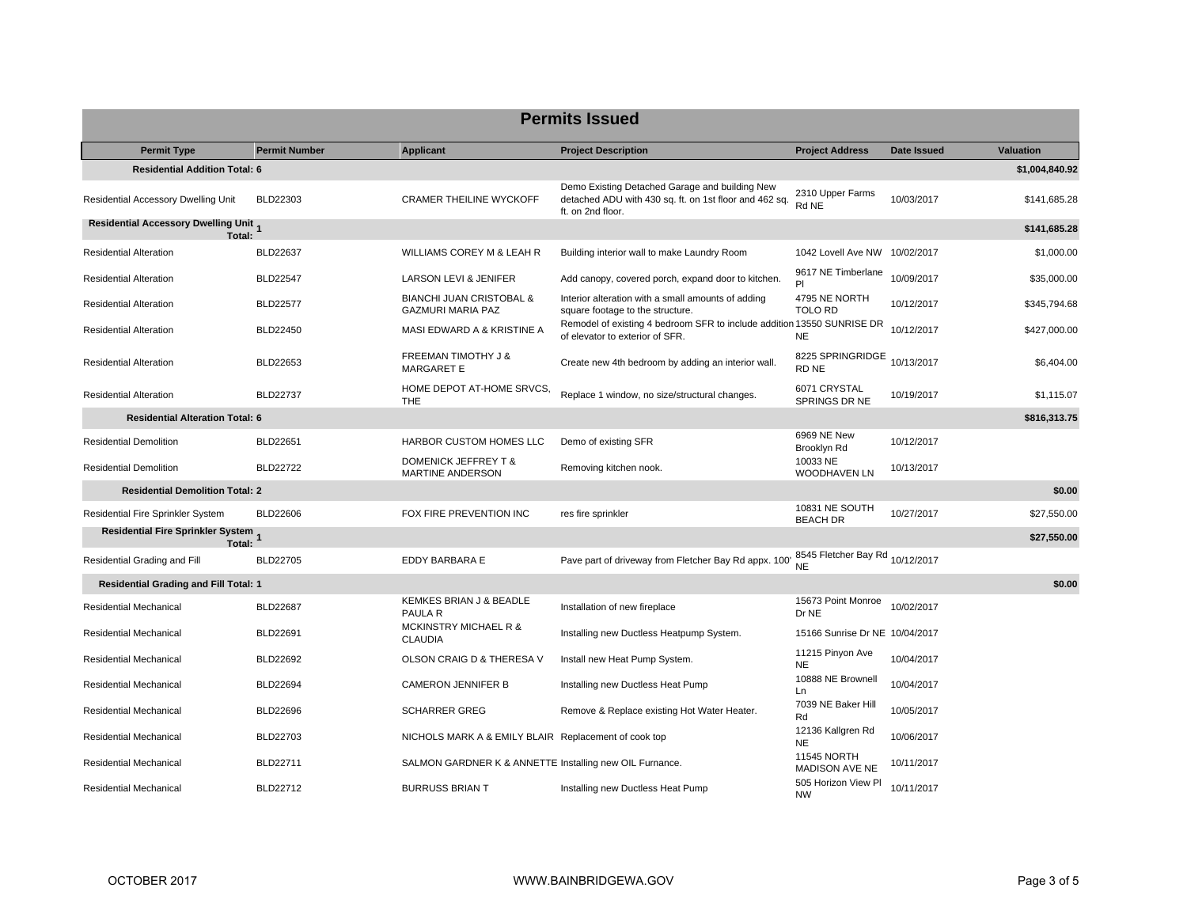## Permits Issued

| Permit Type | Permit Number | Applicant | Project Description | Project Address | Date Issued | Valuation |
|---|---|---|---|---|---|---|
| **Residential Addition Total: 6** | | | | | | **$1,004,840.92** |
| Residential Accessory Dwelling Unit | BLD22303 | CRAMER THEILINE WYCKOFF | Demo Existing Detached Garage and building New detached ADU with 430 sq. ft. on 1st floor and 462 sq. ft. on 2nd floor. | 2310 Upper Farms Rd NE | 10/03/2017 | $141,685.28 |
| **Residential Accessory Dwelling Unit Total: 1** | | | | | | **$141,685.28** |
| Residential Alteration | BLD22637 | WILLIAMS COREY M & LEAH R | Building interior wall to make Laundry Room | 1042 Lovell Ave NW | 10/02/2017 | $1,000.00 |
| Residential Alteration | BLD22547 | LARSON LEVI & JENIFER | Add canopy, covered porch, expand door to kitchen. | 9617 NE Timberlane Pl | 10/09/2017 | $35,000.00 |
| Residential Alteration | BLD22577 | BIANCHI JUAN CRISTOBAL & GAZMURI MARIA PAZ | Interior alteration with a small amounts of adding square footage to the structure. | 4795 NE NORTH TOLO RD | 10/12/2017 | $345,794.68 |
| Residential Alteration | BLD22450 | MASI EDWARD A & KRISTINE A | Remodel of existing 4 bedroom SFR to include addition of elevator to exterior of SFR. | 13550 SUNRISE DR NE | 10/12/2017 | $427,000.00 |
| Residential Alteration | BLD22653 | FREEMAN TIMOTHY J & MARGARET E | Create new 4th bedroom by adding an interior wall. | 8225 SPRINGRIDGE RD NE | 10/13/2017 | $6,404.00 |
| Residential Alteration | BLD22737 | HOME DEPOT AT-HOME SRVCS, THE | Replace 1 window, no size/structural changes. | 6071 CRYSTAL SPRINGS DR NE | 10/19/2017 | $1,115.07 |
| **Residential Alteration Total: 6** | | | | | | **$816,313.75** |
| Residential Demolition | BLD22651 | HARBOR CUSTOM HOMES LLC | Demo of existing SFR | 6969 NE New Brooklyn Rd | 10/12/2017 | |
| Residential Demolition | BLD22722 | DOMENICK JEFFREY T & MARTINE ANDERSON | Removing kitchen nook. | 10033 NE WOODHAVEN LN | 10/13/2017 | |
| **Residential Demolition Total: 2** | | | | | | **$0.00** |
| Residential Fire Sprinkler System | BLD22606 | FOX FIRE PREVENTION INC | res fire sprinkler | 10831 NE SOUTH BEACH DR | 10/27/2017 | $27,550.00 |
| **Residential Fire Sprinkler System Total: 1** | | | | | | **$27,550.00** |
| Residential Grading and Fill | BLD22705 | EDDY BARBARA E | Pave part of driveway from Fletcher Bay Rd appx. 100' | 8545 Fletcher Bay Rd NE | 10/12/2017 | |
| **Residential Grading and Fill Total: 1** | | | | | | **$0.00** |
| Residential Mechanical | BLD22687 | KEMKES BRIAN J & BEADLE PAULA R | Installation of new fireplace | 15673 Point Monroe Dr NE | 10/02/2017 | |
| Residential Mechanical | BLD22691 | MCKINSTRY MICHAEL R & CLAUDIA | Installing new Ductless Heatpump System. | 15166 Sunrise Dr NE | 10/04/2017 | |
| Residential Mechanical | BLD22692 | OLSON CRAIG D & THERESA V | Install new Heat Pump System. | 11215 Pinyon Ave NE | 10/04/2017 | |
| Residential Mechanical | BLD22694 | CAMERON JENNIFER B | Installing new Ductless Heat Pump | 10888 NE Brownell Ln | 10/04/2017 | |
| Residential Mechanical | BLD22696 | SCHARRER GREG | Remove & Replace existing Hot Water Heater. | 7039 NE Baker Hill Rd | 10/05/2017 | |
| Residential Mechanical | BLD22703 | NICHOLS MARK A & EMILY BLAIR | Replacement of cook top | 12136 Kallgren Rd NE | 10/06/2017 | |
| Residential Mechanical | BLD22711 | SALMON GARDNER K & ANNETTE | Installing new OIL Furnance. | 11545 NORTH MADISON AVE NE | 10/11/2017 | |
| Residential Mechanical | BLD22712 | BURRUSS BRIAN T | Installing new Ductless Heat Pump | 505 Horizon View Pl NW | 10/11/2017 | |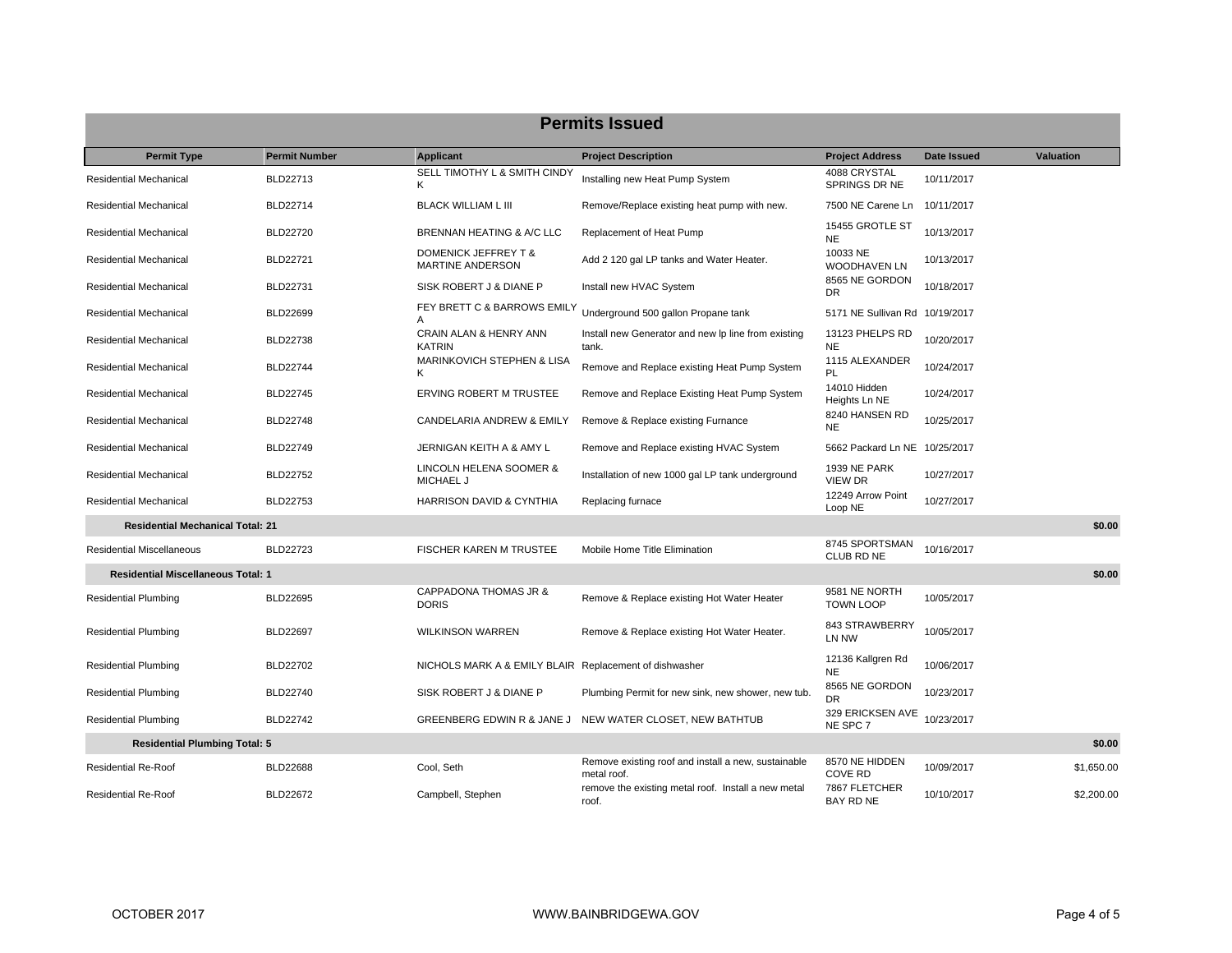## Permits Issued

| Permit Type | Permit Number | Applicant | Project Description | Project Address | Date Issued | Valuation |
|---|---|---|---|---|---|---|
| Residential Mechanical | BLD22713 | SELL TIMOTHY L & SMITH CINDY K | Installing new Heat Pump System | 4088 CRYSTAL SPRINGS DR NE | 10/11/2017 | |
| Residential Mechanical | BLD22714 | BLACK WILLIAM L III | Remove/Replace existing heat pump with new. | 7500 NE Carene Ln | 10/11/2017 | |
| Residential Mechanical | BLD22720 | BRENNAN HEATING & A/C LLC | Replacement of Heat Pump | 15455 GROTLE ST NE | 10/13/2017 | |
| Residential Mechanical | BLD22721 | DOMENICK JEFFREY T & MARTINE ANDERSON | Add 2 120 gal LP tanks and Water Heater. | 10033 NE WOODHAVEN LN | 10/13/2017 | |
| Residential Mechanical | BLD22731 | SISK ROBERT J & DIANE P | Install new HVAC System | 8565 NE GORDON DR | 10/18/2017 | |
| Residential Mechanical | BLD22699 | FEY BRETT C & BARROWS EMILY A | Underground 500 gallon Propane tank | 5171 NE Sullivan Rd | 10/19/2017 | |
| Residential Mechanical | BLD22738 | CRAIN ALAN & HENRY ANN KATRIN | Install new Generator and new lp line from existing tank. | 13123 PHELPS RD NE | 10/20/2017 | |
| Residential Mechanical | BLD22744 | MARINKOVICH STEPHEN & LISA K | Remove and Replace existing Heat Pump System | 1115 ALEXANDER PL | 10/24/2017 | |
| Residential Mechanical | BLD22745 | ERVING ROBERT M TRUSTEE | Remove and Replace Existing Heat Pump System | 14010 Hidden Heights Ln NE | 10/24/2017 | |
| Residential Mechanical | BLD22748 | CANDELARIA ANDREW & EMILY | Remove & Replace existing Furnance | 8240 HANSEN RD NE | 10/25/2017 | |
| Residential Mechanical | BLD22749 | JERNIGAN KEITH A & AMY L | Remove and Replace existing HVAC System | 5662 Packard Ln NE | 10/25/2017 | |
| Residential Mechanical | BLD22752 | LINCOLN HELENA SOOMER & MICHAEL J | Installation of new 1000 gal LP tank underground | 1939 NE PARK VIEW DR | 10/27/2017 | |
| Residential Mechanical | BLD22753 | HARRISON DAVID & CYNTHIA | Replacing furnace | 12249 Arrow Point Loop NE | 10/27/2017 | |
| **Residential Mechanical Total: 21** | | | | | | **$0.00** |
| Residential Miscellaneous | BLD22723 | FISCHER KAREN M TRUSTEE | Mobile Home Title Elimination | 8745 SPORTSMAN CLUB RD NE | 10/16/2017 | |
| **Residential Miscellaneous Total: 1** | | | | | | **$0.00** |
| Residential Plumbing | BLD22695 | CAPPADONA THOMAS JR & DORIS | Remove & Replace existing Hot Water Heater | 9581 NE NORTH TOWN LOOP | 10/05/2017 | |
| Residential Plumbing | BLD22697 | WILKINSON WARREN | Remove & Replace existing Hot Water Heater. | 843 STRAWBERRY LN NW | 10/05/2017 | |
| Residential Plumbing | BLD22702 | NICHOLS MARK A & EMILY BLAIR | Replacement of dishwasher | 12136 Kallgren Rd NE | 10/06/2017 | |
| Residential Plumbing | BLD22740 | SISK ROBERT J & DIANE P | Plumbing Permit for new sink, new shower, new tub. | 8565 NE GORDON DR | 10/23/2017 | |
| Residential Plumbing | BLD22742 | GREENBERG EDWIN R & JANE J | NEW WATER CLOSET, NEW BATHTUB | 329 ERICKSEN AVE NE SPC 7 | 10/23/2017 | |
| **Residential Plumbing Total: 5** | | | | | | **$0.00** |
| Residential Re-Roof | BLD22688 | Cool, Seth | Remove existing roof and install a new, sustainable metal roof. | 8570 NE HIDDEN COVE RD | 10/09/2017 | $1,650.00 |
| Residential Re-Roof | BLD22672 | Campbell, Stephen | remove the existing metal roof. Install a new metal roof. | 7867 FLETCHER BAY RD NE | 10/10/2017 | $2,200.00 |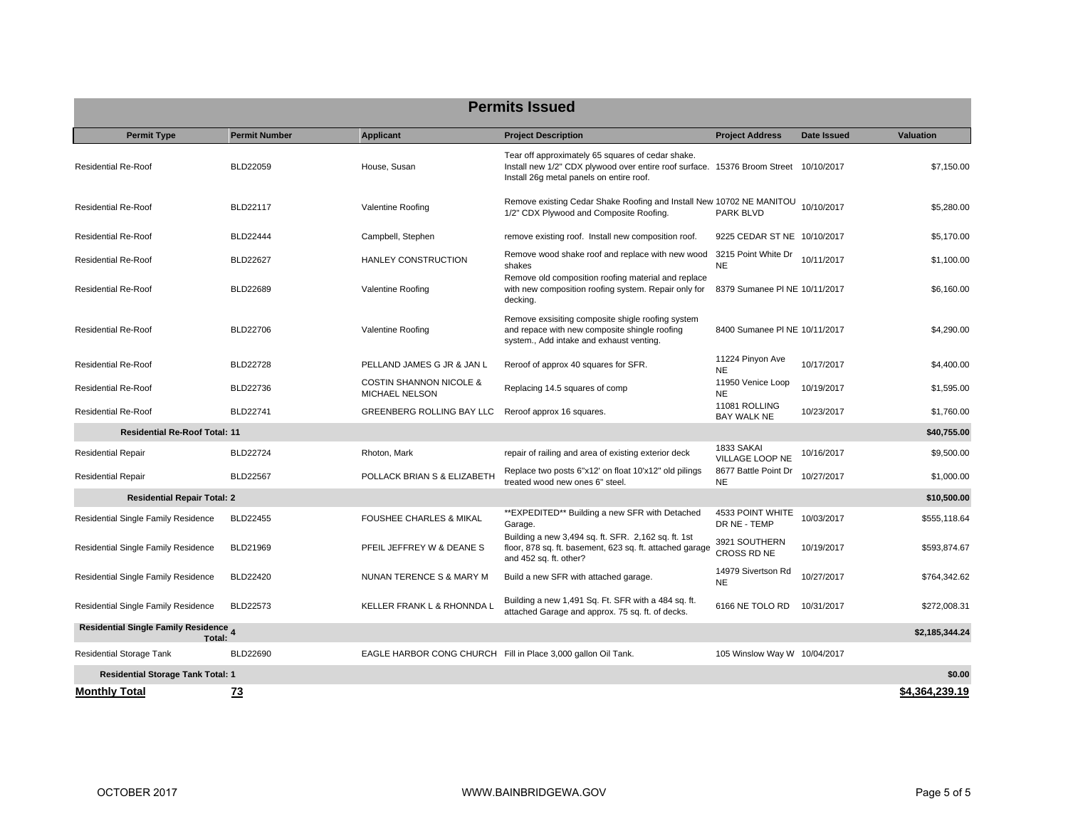## Permits Issued

| Permit Type | Permit Number | Applicant | Project Description | Project Address | Date Issued | Valuation |
|---|---|---|---|---|---|---|
| Residential Re-Roof | BLD22059 | House, Susan | Tear off approximately 65 squares of cedar shake. Install new 1/2" CDX plywood over entire roof surface. Install 26g metal panels on entire roof. | 15376 Broom Street | 10/10/2017 | $7,150.00 |
| Residential Re-Roof | BLD22117 | Valentine Roofing | Remove existing Cedar Shake Roofing and Install New 1/2" CDX Plywood and Composite Roofing. | 10702 NE MANITOU PARK BLVD | 10/10/2017 | $5,280.00 |
| Residential Re-Roof | BLD22444 | Campbell, Stephen | remove existing roof. Install new composition roof. | 9225 CEDAR ST NE | 10/10/2017 | $5,170.00 |
| Residential Re-Roof | BLD22627 | HANLEY CONSTRUCTION | Remove wood shake roof and replace with new wood shakes | 3215 Point White Dr NE | 10/11/2017 | $1,100.00 |
| Residential Re-Roof | BLD22689 | Valentine Roofing | Remove old composition roofing material and replace with new composition roofing system. Repair only for decking. | 8379 Sumanee Pl NE | 10/11/2017 | $6,160.00 |
| Residential Re-Roof | BLD22706 | Valentine Roofing | Remove exsisiting composite shigle roofing system and repace with new composite shingle roofing system., Add intake and exhaust venting. | 8400 Sumanee Pl NE | 10/11/2017 | $4,290.00 |
| Residential Re-Roof | BLD22728 | PELLAND JAMES G JR & JAN L | Reroof of approx 40 squares for SFR. | 11224 Pinyon Ave NE | 10/17/2017 | $4,400.00 |
| Residential Re-Roof | BLD22736 | COSTIN SHANNON NICOLE & MICHAEL NELSON | Replacing 14.5 squares of comp | 11950 Venice Loop NE | 10/19/2017 | $1,595.00 |
| Residential Re-Roof | BLD22741 | GREENBERG ROLLING BAY LLC | Reroof approx 16 squares. | 11081 ROLLING BAY WALK NE | 10/23/2017 | $1,760.00 |
| **Residential Re-Roof Total: 11** | | | | | | **$40,755.00** |
| Residential Repair | BLD22724 | Rhoton, Mark | repair of railing and area of existing exterior deck | 1833 SAKAI VILLAGE LOOP NE | 10/16/2017 | $9,500.00 |
| Residential Repair | BLD22567 | POLLACK BRIAN S & ELIZABETH | Replace two posts 6"x12' on float 10'x12" old pilings treated wood new ones 6" steel. | 8677 Battle Point Dr NE | 10/27/2017 | $1,000.00 |
| **Residential Repair Total: 2** | | | | | | **$10,500.00** |
| Residential Single Family Residence | BLD22455 | FOUSHEE CHARLES & MIKAL | **EXPEDITED** Building a new SFR with Detached Garage. | 4533 POINT WHITE DR NE - TEMP | 10/03/2017 | $555,118.64 |
| Residential Single Family Residence | BLD21969 | PFEIL JEFFREY W & DEANE S | Building a new 3,494 sq. ft. SFR. 2,162 sq. ft. 1st floor, 878 sq. ft. basement, 623 sq. ft. attached garage and 452 sq. ft. other? | 3921 SOUTHERN CROSS RD NE | 10/19/2017 | $593,874.67 |
| Residential Single Family Residence | BLD22420 | NUNAN TERENCE S & MARY M | Build a new SFR with attached garage. | 14979 Sivertson Rd NE | 10/27/2017 | $764,342.62 |
| Residential Single Family Residence | BLD22573 | KELLER FRANK L & RHONNDA L | Building a new 1,491 Sq. Ft. SFR with a 484 sq. ft. attached Garage and approx. 75 sq. ft. of decks. | 6166 NE TOLO RD | 10/31/2017 | $272,008.31 |
| **Residential Single Family Residence Total: 4** | | | | | | **$2,185,344.24** |
| Residential Storage Tank | BLD22690 | EAGLE HARBOR CONG CHURCH | Fill in Place 3,000 gallon Oil Tank. | 105 Winslow Way W | 10/04/2017 | |
| **Residential Storage Tank Total: 1** | | | | | | **$0.00** |
| **Monthly Total** | **73** | | | | | **$4,364,239.19** |

OCTOBER 2017

WWW.BAINBRIDGEWA.GOV